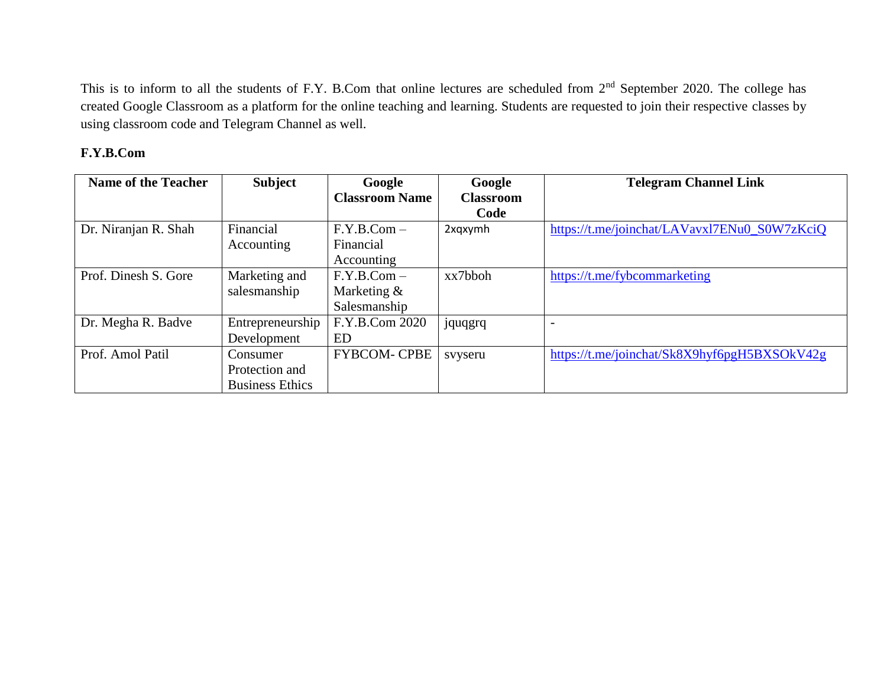This is to inform to all the students of F.Y. B.Com that online lectures are scheduled from 2nd September 2020. The college has created Google Classroom as a platform for the online teaching and learning. Students are requested to join their respective classes by using classroom code and Telegram Channel as well.

**F.Y.B.Com**

| Name of the Teacher | Subject | Google Classroom Name | Google Classroom Code | Telegram Channel Link |
|---|---|---|---|---|
| Dr. Niranjan R. Shah | Financial Accounting | F.Y.B.Com – Financial Accounting | 2xqxymh | https://t.me/joinchat/LAVavxl7ENu0_S0W7zKciQ |
| Prof. Dinesh S. Gore | Marketing and salesmanship | F.Y.B.Com – Marketing & Salesmanship | xx7bboh | https://t.me/fybcommarketing |
| Dr. Megha R. Badve | Entrepreneurship Development | F.Y.B.Com 2020 ED | jquqgrq | - |
| Prof. Amol Patil | Consumer Protection and Business Ethics | FYBCOM- CPBE | svyseru | https://t.me/joinchat/Sk8X9hyf6pgH5BXSOkV42g |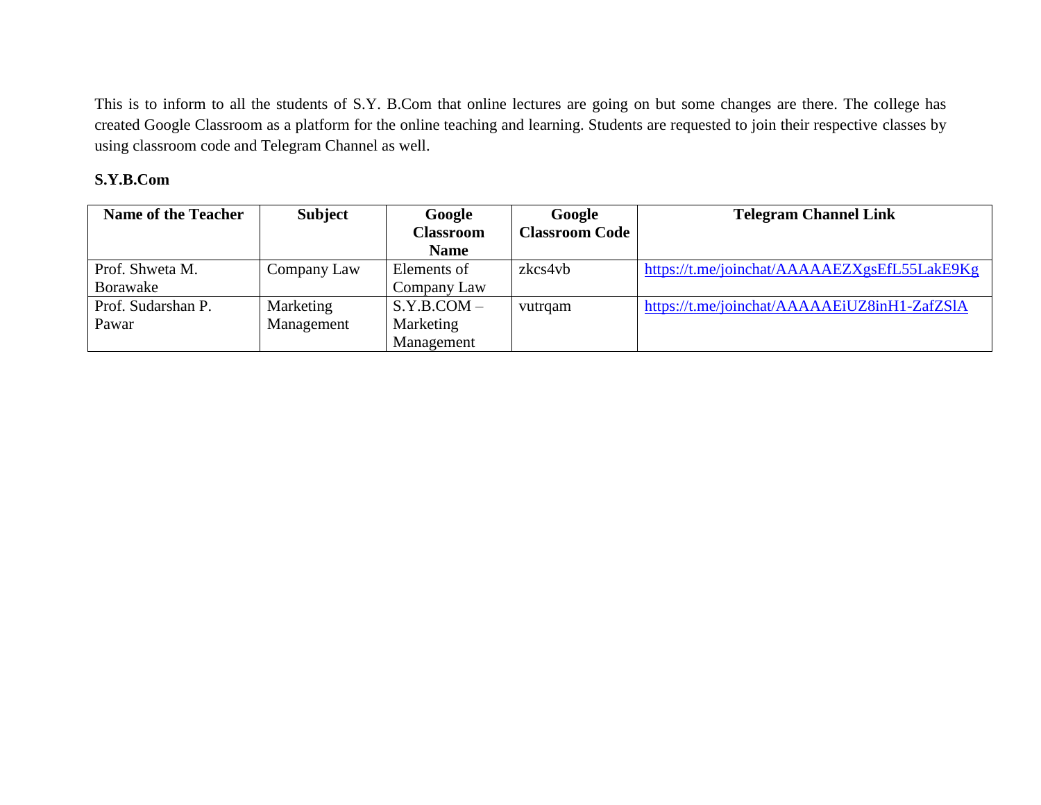This is to inform to all the students of S.Y. B.Com that online lectures are going on but some changes are there. The college has created Google Classroom as a platform for the online teaching and learning. Students are requested to join their respective classes by using classroom code and Telegram Channel as well.

**S.Y.B.Com**

| Name of the Teacher | Subject | Google Classroom Name | Google Classroom Code | Telegram Channel Link |
|---|---|---|---|---|
| Prof. Shweta M. Borawake | Company Law | Elements of Company Law | zkcs4vb | https://t.me/joinchat/AAAAAEZXgsEfL55LakE9Kg |
| Prof. Sudarshan P. Pawar | Marketing Management | S.Y.B.COM – Marketing Management | vutrqam | https://t.me/joinchat/AAAAAEiUZ8inH1-ZafZSlA |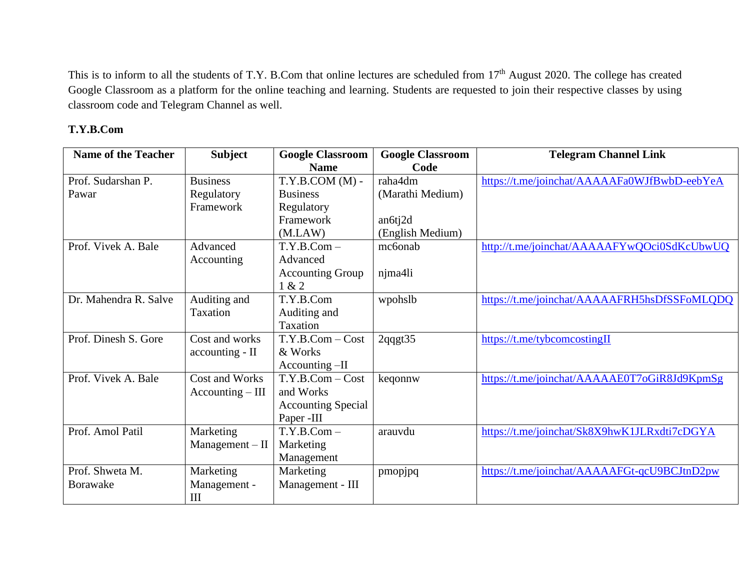This is to inform to all the students of T.Y. B.Com that online lectures are scheduled from 17th August 2020. The college has created Google Classroom as a platform for the online teaching and learning. Students are requested to join their respective classes by using classroom code and Telegram Channel as well.

**T.Y.B.Com**

| Name of the Teacher | Subject | Google Classroom Name | Google Classroom Code | Telegram Channel Link |
|---|---|---|---|---|
| Prof. Sudarshan P. Pawar | Business Regulatory Framework | T.Y.B.COM (M) - Business Regulatory Framework (M.LAW) | raha4dm (Marathi Medium)<br><br>an6tj2d (English Medium) | https://t.me/joinchat/AAAAAFa0WJfBwbD-eebYeA |
| Prof. Vivek A. Bale | Advanced Accounting | T.Y.B.Com – Advanced Accounting Group 1 & 2 | mc6onab<br><br>njma4li | http://t.me/joinchat/AAAAAFYwQOci0SdKcUbwUQ |
| Dr. Mahendra R. Salve | Auditing and Taxation | T.Y.B.Com Auditing and Taxation | wpohslb | https://t.me/joinchat/AAAAAFRH5hsDfSSFoMLQDQ |
| Prof. Dinesh S. Gore | Cost and works accounting - II | T.Y.B.Com – Cost & Works Accounting –II | 2qqgt35 | https://t.me/tybcomcostingII |
| Prof. Vivek A. Bale | Cost and Works Accounting – III | T.Y.B.Com – Cost and Works Accounting Special Paper -III | keqonnw | https://t.me/joinchat/AAAAAE0T7oGiR8Jd9KpmSg |
| Prof. Amol Patil | Marketing Management – II | T.Y.B.Com – Marketing Management | arauvdu | https://t.me/joinchat/Sk8X9hwK1JLRxdti7cDGYA |
| Prof. Shweta M. Borawake | Marketing Management - III | Marketing Management - III | pmopjpq | https://t.me/joinchat/AAAAAFGt-qcU9BCJtnD2pw |